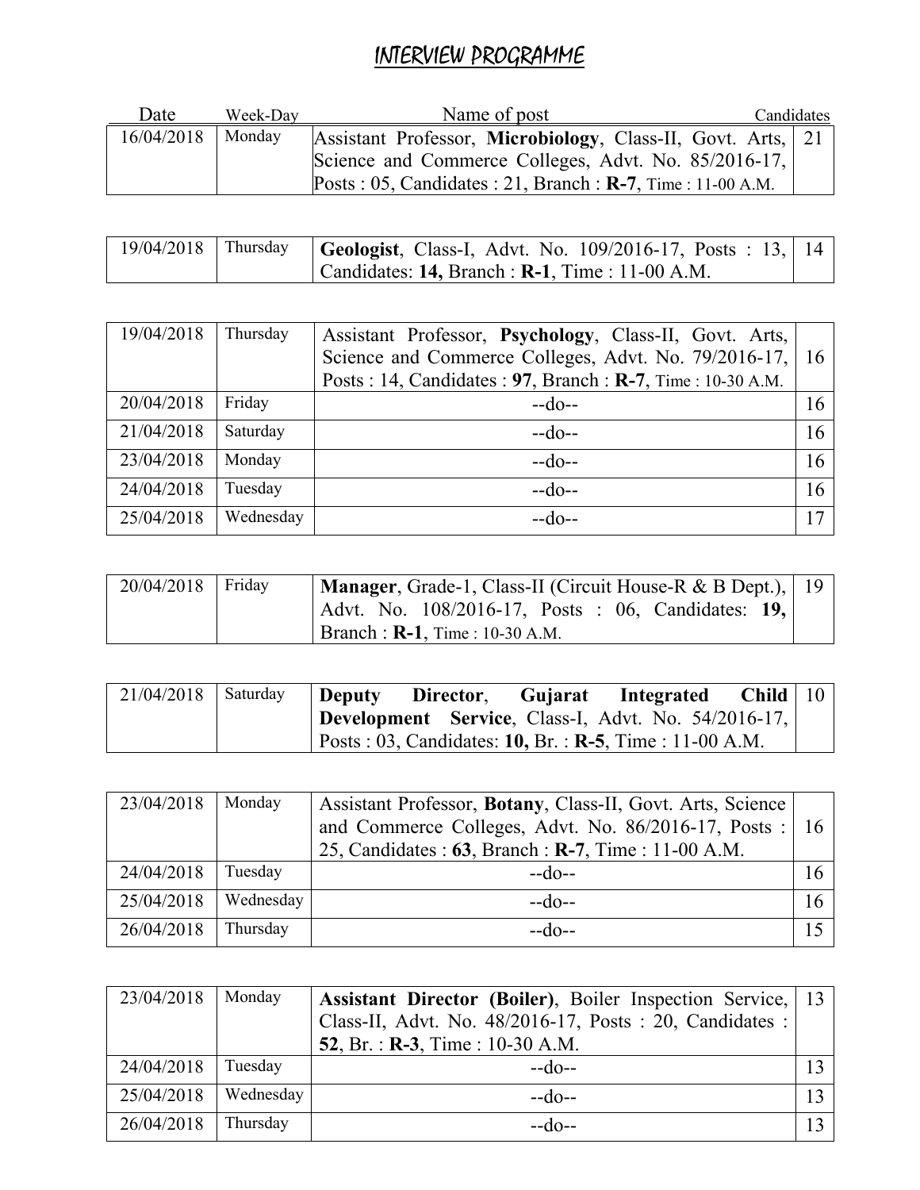# INTERVIEW PROGRAMME

| Date | Week-Day | Name of post | Candidates |
|---|---|---|---|
| 16/04/2018 | Monday | Assistant Professor, **Microbiology**, Class-II, Govt. Arts, Science and Commerce Colleges, Advt. No. 85/2016-17, Posts : 05, Candidates : 21, Branch : **R-7**, Time : 11-00 A.M. | 21 |

| | | | |
|---|---|---|---|
| 19/04/2018 | Thursday | **Geologist**, Class-I, Advt. No. 109/2016-17, Posts : 13, Candidates: **14,** Branch : **R-1**, Time : 11-00 A.M. | 14 |

| | | | |
|---|---|---|---|
| 19/04/2018 | Thursday | Assistant Professor, **Psychology**, Class-II, Govt. Arts, Science and Commerce Colleges, Advt. No. 79/2016-17, Posts : 14, Candidates : **97**, Branch : **R-7**, Time : 10-30 A.M. | 16 |
| 20/04/2018 | Friday | --do-- | 16 |
| 21/04/2018 | Saturday | --do-- | 16 |
| 23/04/2018 | Monday | --do-- | 16 |
| 24/04/2018 | Tuesday | --do-- | 16 |
| 25/04/2018 | Wednesday | --do-- | 17 |

| | | | |
|---|---|---|---|
| 20/04/2018 | Friday | **Manager**, Grade-1, Class-II (Circuit House-R & B Dept.), Advt. No. 108/2016-17, Posts : 06, Candidates: **19,** Branch : **R-1**, Time : 10-30 A.M. | 19 |

| | | | |
|---|---|---|---|
| 21/04/2018 | Saturday | **Deputy Director**, **Gujarat Integrated Child Development Service**, Class-I, Advt. No. 54/2016-17, Posts : 03, Candidates: **10,** Br. : **R-5**, Time : 11-00 A.M. | 10 |

| | | | |
|---|---|---|---|
| 23/04/2018 | Monday | Assistant Professor, **Botany**, Class-II, Govt. Arts, Science and Commerce Colleges, Advt. No. 86/2016-17, Posts : 25, Candidates : **63**, Branch : **R-7**, Time : 11-00 A.M. | 16 |
| 24/04/2018 | Tuesday | --do-- | 16 |
| 25/04/2018 | Wednesday | --do-- | 16 |
| 26/04/2018 | Thursday | --do-- | 15 |

| | | | |
|---|---|---|---|
| 23/04/2018 | Monday | **Assistant Director (Boiler)**, Boiler Inspection Service, Class-II, Advt. No. 48/2016-17, Posts : 20, Candidates : **52**, Br. : **R-3**, Time : 10-30 A.M. | 13 |
| 24/04/2018 | Tuesday | --do-- | 13 |
| 25/04/2018 | Wednesday | --do-- | 13 |
| 26/04/2018 | Thursday | --do-- | 13 |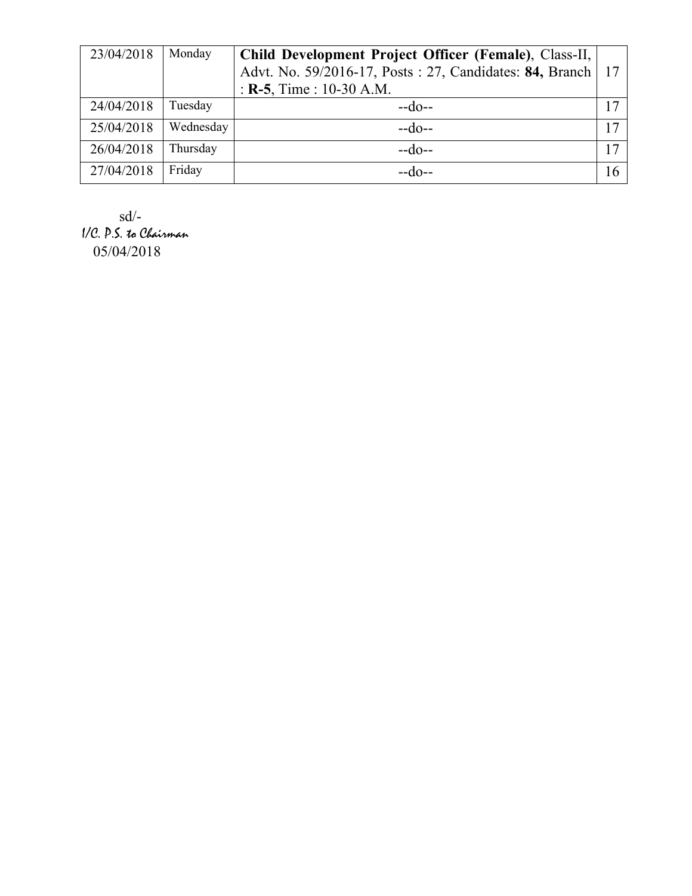| | | | |
|---|---|---|---|
| 23/04/2018 | Monday | **Child Development Project Officer (Female)**, Class-II, Advt. No. 59/2016-17, Posts : 27, Candidates: **84,** Branch : **R-5**, Time : 10-30 A.M. | 17 |
| 24/04/2018 | Tuesday | --do-- | 17 |
| 25/04/2018 | Wednesday | --do-- | 17 |
| 26/04/2018 | Thursday | --do-- | 17 |
| 27/04/2018 | Friday | --do-- | 16 |

sd/-
*I/C. P.S. to Chairman*
05/04/2018